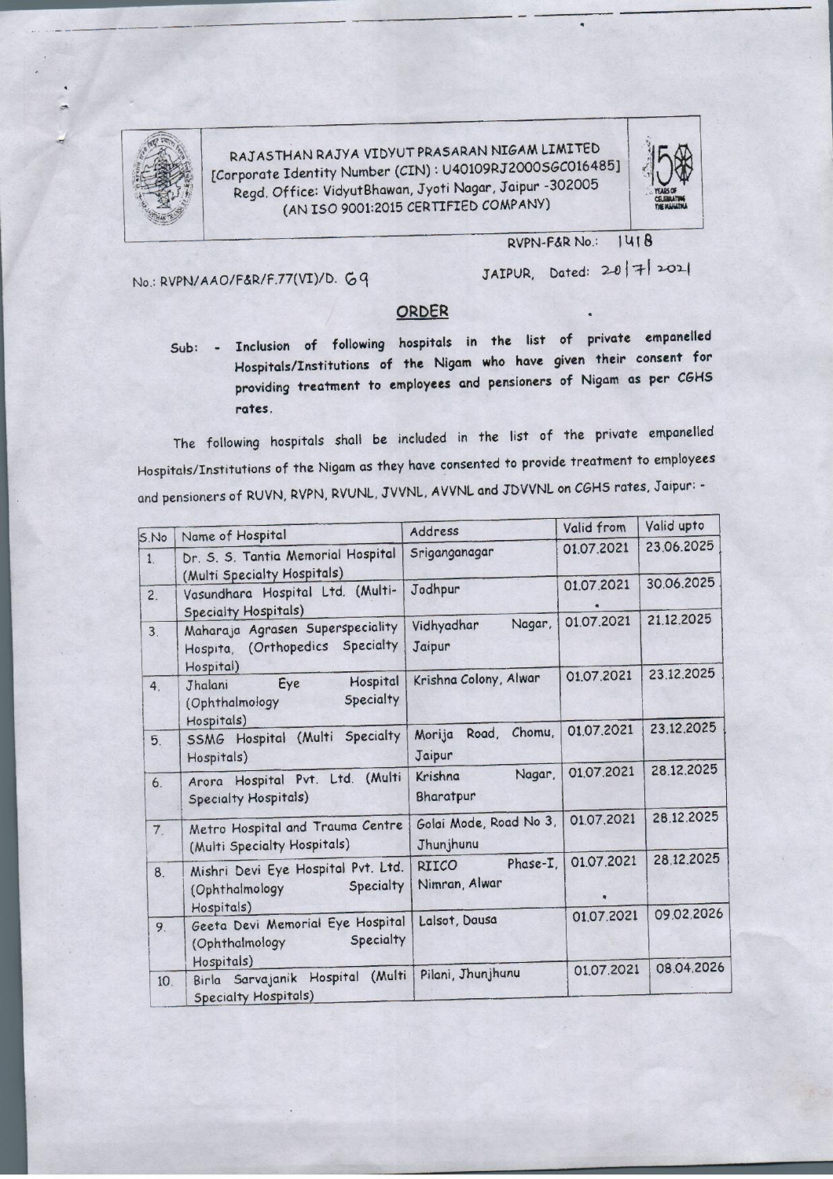RAJASTHAN RAJYA VIDYUT PRASARAN NIGAM LIMITED
[Corporate Identity Number (CIN) : U40109RJ2000SGC016485]
Regd. Office: VidyutBhawan, Jyoti Nagar, Jaipur -302005
(AN ISO 9001:2015 CERTIFIED COMPANY)

RVPN-F&R No.: 1418

No.: RVPN/AAO/F&R/F.77(VI)/D. 69

JAIPUR, Dated: 20/7/2021

## ORDER

Sub: - Inclusion of following hospitals in the list of private empanelled Hospitals/Institutions of the Nigam who have given their consent for providing treatment to employees and pensioners of Nigam as per CGHS rates.

The following hospitals shall be included in the list of the private empanelled Hospitals/Institutions of the Nigam as they have consented to provide treatment to employees and pensioners of RUVN, RVPN, RVUNL, JVVNL, AVVNL and JDVVNL on CGHS rates, Jaipur: -

| S.No | Name of Hospital | Address | Valid from | Valid upto |
|---|---|---|---|---|
| 1. | Dr. S. S. Tantia Memorial Hospital (Multi Specialty Hospitals) | Sriganganagar | 01.07.2021 | 23.06.2025 |
| 2. | Vasundhara Hospital Ltd. (Multi-Specialty Hospitals) | Jodhpur | 01.07.2021 | 30.06.2025 |
| 3. | Maharaja Agrasen Superspeciality Hospita, (Orthopedics Specialty Hospital) | Vidhyadhar Nagar, Jaipur | 01.07.2021 | 21.12.2025 |
| 4. | Jhalani Eye Hospital (Ophthalmology Specialty Hospitals) | Krishna Colony, Alwar | 01.07.2021 | 23.12.2025 |
| 5. | SSMG Hospital (Multi Specialty Hospitals) | Morija Road, Chomu, Jaipur | 01.07.2021 | 23.12.2025 |
| 6. | Arora Hospital Pvt. Ltd. (Multi Specialty Hospitals) | Krishna Nagar, Bharatpur | 01.07.2021 | 28.12.2025 |
| 7. | Metro Hospital and Trauma Centre (Multi Specialty Hospitals) | Golai Mode, Road No 3, Jhunjhunu | 01.07.2021 | 28.12.2025 |
| 8. | Mishri Devi Eye Hospital Pvt. Ltd. (Ophthalmology Specialty Hospitals) | RIICO Phase-I, Nimran, Alwar | 01.07.2021 | 28.12.2025 |
| 9. | Geeta Devi Memorial Eye Hospital (Ophthalmology Specialty Hospitals) | Lalsot, Dausa | 01.07.2021 | 09.02.2026 |
| 10. | Birla Sarvajanik Hospital (Multi Specialty Hospitals) | Pilani, Jhunjhunu | 01.07.2021 | 08.04.2026 |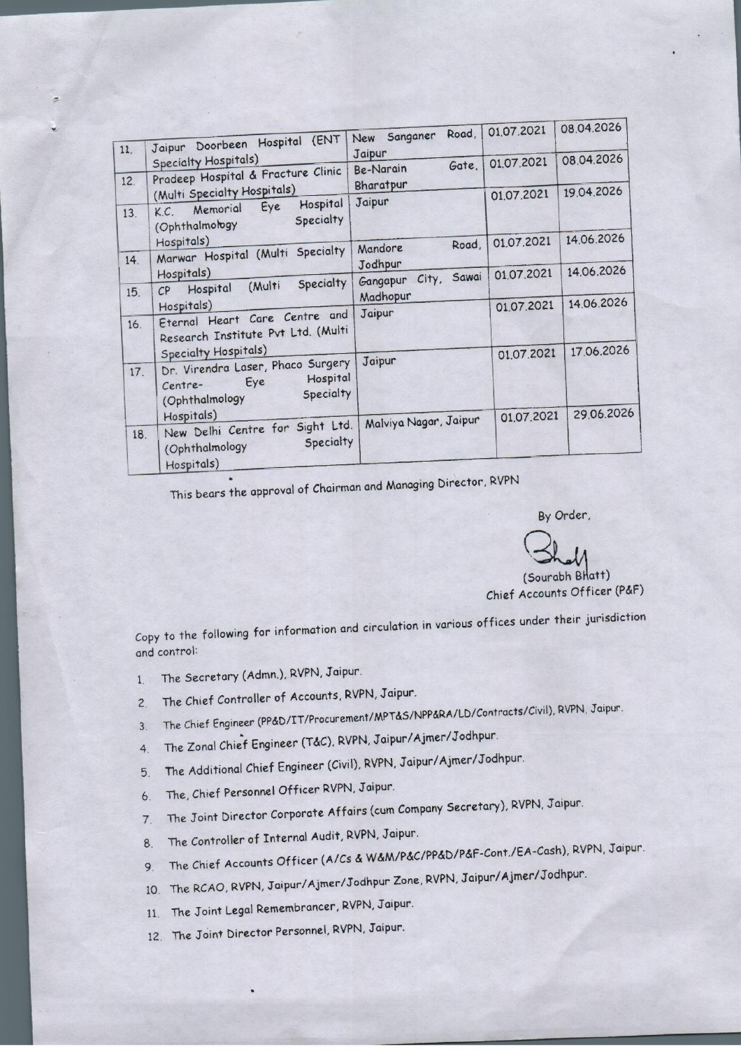| 11. | Jaipur Doorbeen Hospital (ENT Specialty Hospitals) | New Sanganer Road, Jaipur | 01.07.2021 | 08.04.2026 |
|---|---|---|---|---|
| 12. | Pradeep Hospital & Fracture Clinic (Multi Specialty Hospitals) | Be-Narain Gate, Bharatpur | 01.07.2021 | 08.04.2026 |
| 13. | K.C. Memorial Eye Hospital (Ophthalmology Specialty Hospitals) | Jaipur | 01.07.2021 | 19.04.2026 |
| 14. | Marwar Hospital (Multi Specialty Hospitals) | Mandore Road, Jodhpur | 01.07.2021 | 14.06.2026 |
| 15. | CP Hospital (Multi Specialty Hospitals) | Gangapur City, Sawai Madhopur | 01.07.2021 | 14.06.2026 |
| 16. | Eternal Heart Care Centre and Research Institute Pvt Ltd. (Multi Specialty Hospitals) | Jaipur | 01.07.2021 | 14.06.2026 |
| 17. | Dr. Virendra Laser, Phaco Surgery Centre- Eye Hospital (Ophthalmology Specialty Hospitals) | Jaipur | 01.07.2021 | 17.06.2026 |
| 18. | New Delhi Centre for Sight Ltd. (Ophthalmology Specialty Hospitals) | Malviya Nagar, Jaipur | 01.07.2021 | 29.06.2026 |

This bears the approval of Chairman and Managing Director, RVPN

By Order,

(Sourabh Bhatt)
Chief Accounts Officer (P&F)

Copy to the following for information and circulation in various offices under their jurisdiction and control:

1. The Secretary (Admn.), RVPN, Jaipur.
2. The Chief Controller of Accounts, RVPN, Jaipur.
3. The Chief Engineer (PP&D/IT/Procurement/MPT&S/NPP&RA/LD/Contracts/Civil), RVPN, Jaipur.
4. The Zonal Chief Engineer (T&C), RVPN, Jaipur/Ajmer/Jodhpur.
5. The Additional Chief Engineer (Civil), RVPN, Jaipur/Ajmer/Jodhpur.
6. The, Chief Personnel Officer RVPN, Jaipur.
7. The Joint Director Corporate Affairs (cum Company Secretary), RVPN, Jaipur.
8. The Controller of Internal Audit, RVPN, Jaipur.
9. The Chief Accounts Officer (A/Cs & W&M/P&C/PP&D/P&F-Cont./EA-Cash), RVPN, Jaipur.
10. The RCAO, RVPN, Jaipur/Ajmer/Jodhpur Zone, RVPN, Jaipur/Ajmer/Jodhpur.
11. The Joint Legal Remembrancer, RVPN, Jaipur.
12. The Joint Director Personnel, RVPN, Jaipur.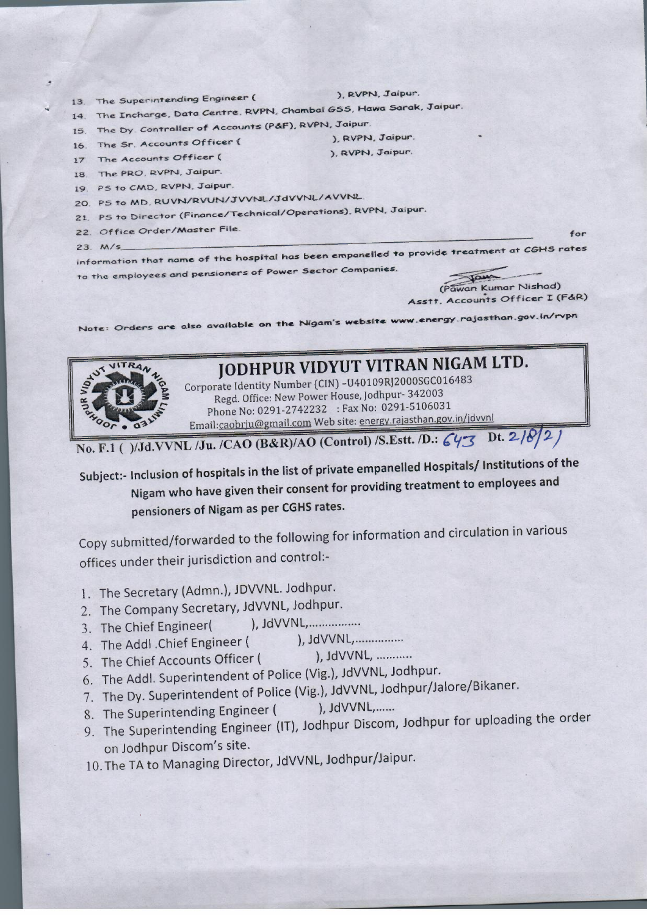13. The Superintending Engineer ( ), RVPN, Jaipur.
14. The Incharge, Data Centre, RVPN, Chambal GSS, Hawa Sarak, Jaipur.
15. The Dy. Controller of Accounts (P&F), RVPN, Jaipur.
16. The Sr. Accounts Officer ( ), RVPN, Jaipur.
17. The Accounts Officer ( ), RVPN, Jaipur.
18. The PRO, RVPN, Jaipur.
19. PS to CMD, RVPN, Jaipur.
20. PS to MD, RUVN/RVUN/JVVNL/JdVVNL/AVVNL.
21. PS to Director (Finance/Technical/Operations), RVPN, Jaipur.
22. Office Order/Master File.
23. M/s\_\_\_\_\_\_\_\_\_\_\_\_\_\_\_\_\_\_\_\_\_\_\_\_\_\_\_\_\_\_\_\_\_\_\_\_\_\_\_\_\_\_\_\_\_\_\_\_\_\_ for information that name of the hospital has been empanelled to provide treatment at CGHS rates to the employees and pensioners of Power Sector Companies.

(Pawan Kumar Nishad)
Asstt. Accounts Officer I (F&R)

Note: Orders are also available on the Nigam's website www.energy.rajasthan.gov.in/rvpn

# JODHPUR VIDYUT VITRAN NIGAM LTD.

Corporate Identity Number (CIN) -U40109RJ2000SGC016483
Regd. Office: New Power House, Jodhpur- 342003
Phone No: 0291-2742232 : Fax No: 0291-5106031
Email:caobrju@gmail.com Web site: energy.rajasthan.gov.in/jdvvnl

**No. F.1 ( )/Jd.VVNL /Ju. /CAO (B&R)/AO (Control) /S.Estt. /D.: 643 Dt. 2/8/21**

**Subject:- Inclusion of hospitals in the list of private empanelled Hospitals/ Institutions of the Nigam who have given their consent for providing treatment to employees and pensioners of Nigam as per CGHS rates.**

Copy submitted/forwarded to the following for information and circulation in various offices under their jurisdiction and control:-

1. The Secretary (Admn.), JDVVNL. Jodhpur.
2. The Company Secretary, JdVVNL, Jodhpur.
3. The Chief Engineer( ), JdVVNL,................
4. The Addl .Chief Engineer ( ), JdVVNL,...............
5. The Chief Accounts Officer ( ), JdVVNL, ...........
6. The Addl. Superintendent of Police (Vig.), JdVVNL, Jodhpur.
7. The Dy. Superintendent of Police (Vig.), JdVVNL, Jodhpur/Jalore/Bikaner.
8. The Superintending Engineer ( ), JdVVNL,......
9. The Superintending Engineer (IT), Jodhpur Discom, Jodhpur for uploading the order on Jodhpur Discom's site.
10. The TA to Managing Director, JdVVNL, Jodhpur/Jaipur.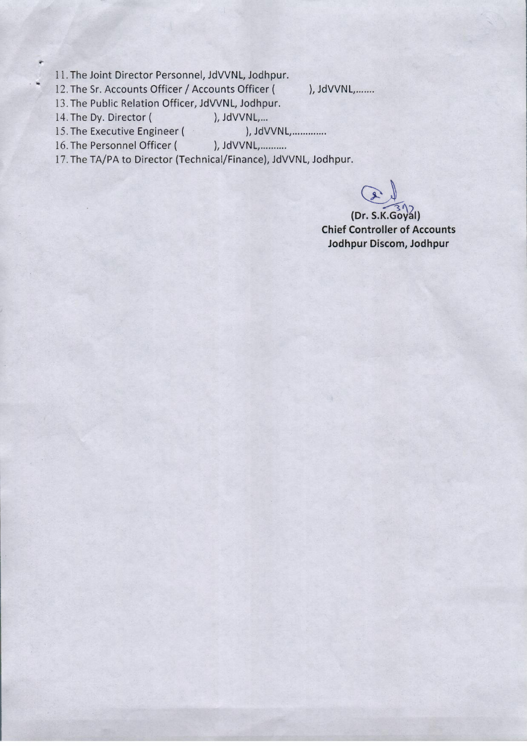11. The Joint Director Personnel, JdVVNL, Jodhpur.
12. The Sr. Accounts Officer / Accounts Officer (          ), JdVVNL,.......
13. The Public Relation Officer, JdVVNL, Jodhpur.
14. The Dy. Director (                    ), JdVVNL,...
15. The Executive Engineer (                    ), JdVVNL,.............
16. The Personnel Officer (          ), JdVVNL,..........
17. The TA/PA to Director (Technical/Finance), JdVVNL, Jodhpur.

**(Dr. S.K.Goyal)**
**Chief Controller of Accounts**
**Jodhpur Discom, Jodhpur**